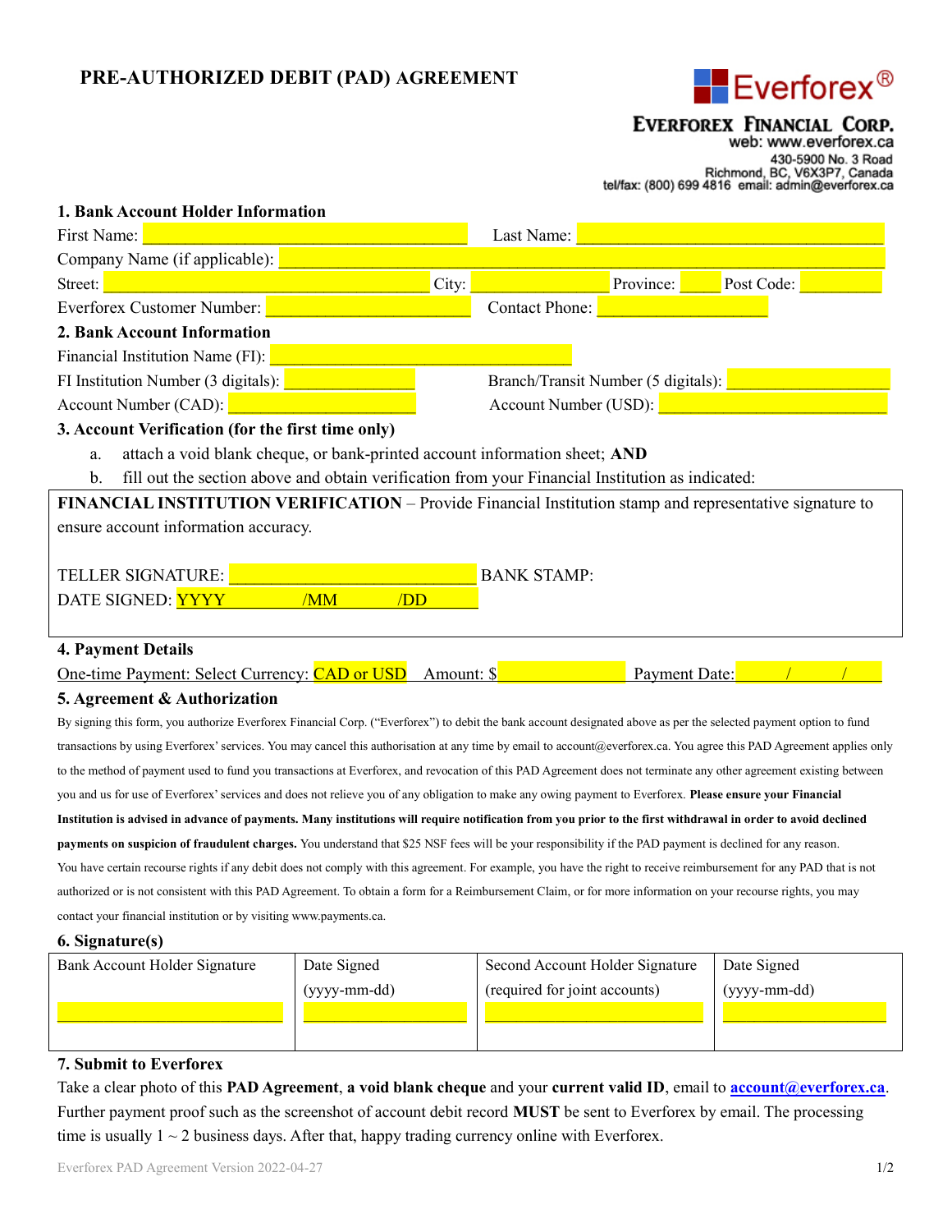# PRE-AUTHORIZED DEBIT (PAD) AGREEMENT

Everforex®

**EVERFOREX FINANCIAL CORP.**
web: www.everforex.ca
430-5900 No. 3 Road
Richmond, BC, V6X3P7, Canada
tel/fax: (800) 699 4816 email: admin@everforex.ca

## 1. Bank Account Holder Information

First Name: ______________________ Last Name: ______________________

Company Name (if applicable): ______________________

Street: ______________________ City: ____________ Province: _____ Post Code: _________

Everforex Customer Number: ______________________ Contact Phone: ______________________

## 2. Bank Account Information

Financial Institution Name (FI): ______________________

FI Institution Number (3 digitals): ____________ Branch/Transit Number (5 digitals): ____________

Account Number (CAD): ______________________ Account Number (USD): ______________________

## 3. Account Verification (for the first time only)

a. attach a void blank cheque, or bank-printed account information sheet; **AND**

b. fill out the section above and obtain verification from your Financial Institution as indicated:

**FINANCIAL INSTITUTION VERIFICATION** – Provide Financial Institution stamp and representative signature to ensure account information accuracy.

TELLER SIGNATURE: ______________________ BANK STAMP:

DATE SIGNED: YYYY /MM /DD

## 4. Payment Details

One-time Payment: Select Currency: CAD or USD Amount: $____________ Payment Date: ____/____/____

## 5. Agreement & Authorization

By signing this form, you authorize Everforex Financial Corp. ("Everforex") to debit the bank account designated above as per the selected payment option to fund transactions by using Everforex' services. You may cancel this authorisation at any time by email to account@everforex.ca. You agree this PAD Agreement applies only to the method of payment used to fund you transactions at Everforex, and revocation of this PAD Agreement does not terminate any other agreement existing between you and us for use of Everforex' services and does not relieve you of any obligation to make any owing payment to Everforex. **Please ensure your Financial Institution is advised in advance of payments. Many institutions will require notification from you prior to the first withdrawal in order to avoid declined payments on suspicion of fraudulent charges.** You understand that $25 NSF fees will be your responsibility if the PAD payment is declined for any reason. You have certain recourse rights if any debit does not comply with this agreement. For example, you have the right to receive reimbursement for any PAD that is not authorized or is not consistent with this PAD Agreement. To obtain a form for a Reimbursement Claim, or for more information on your recourse rights, you may contact your financial institution or by visiting www.payments.ca.

## 6. Signature(s)

| Bank Account Holder Signature | Date Signed (yyyy-mm-dd) | Second Account Holder Signature (required for joint accounts) | Date Signed (yyyy-mm-dd) |
|---|---|---|---|
| | | | |

## 7. Submit to Everforex

Take a clear photo of this **PAD Agreement**, **a void blank cheque** and your **current valid ID**, email to **account@everforex.ca**. Further payment proof such as the screenshot of account debit record **MUST** be sent to Everforex by email. The processing time is usually 1 ~ 2 business days. After that, happy trading currency online with Everforex.

Everforex PAD Agreement Version 2022-04-27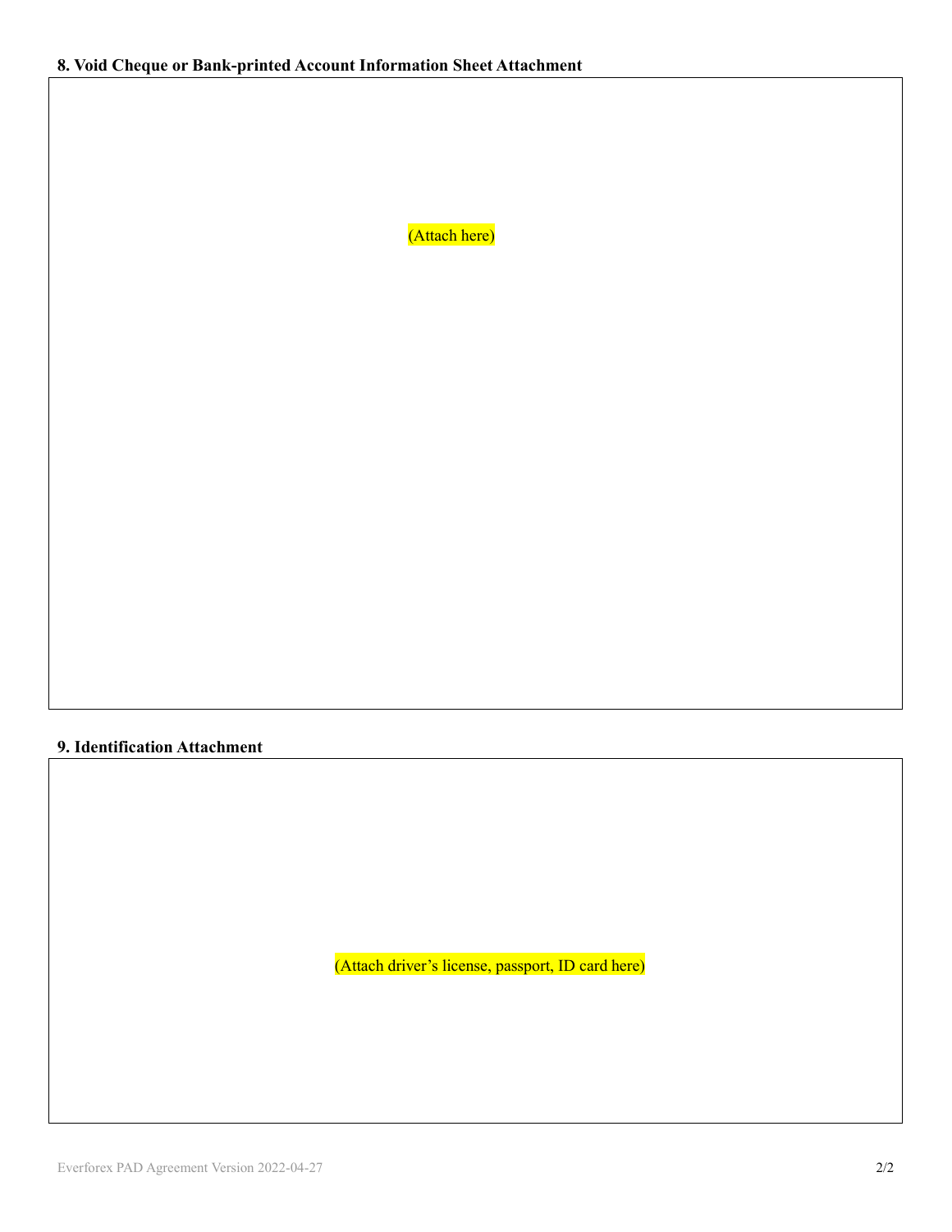### 8. Void Cheque or Bank-printed Account Information Sheet Attachment

(Attach here)

### 9. Identification Attachment

(Attach driver's license, passport, ID card here)